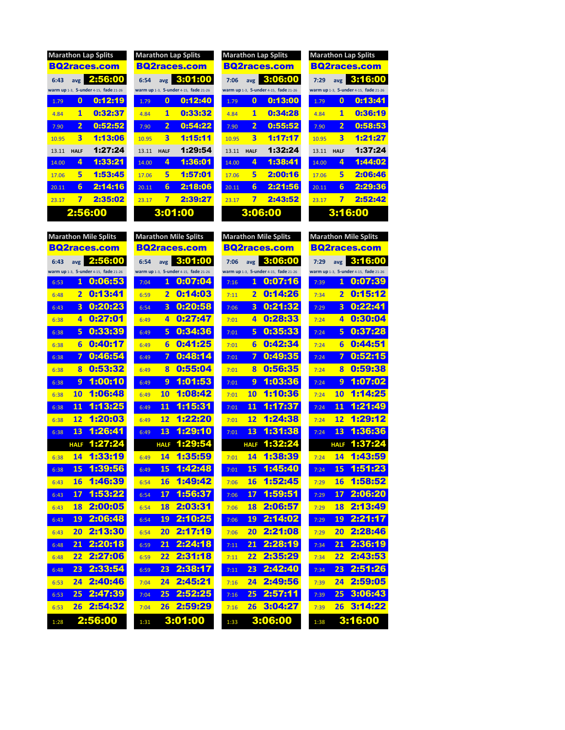## Marathon Lap Splits

**BQ2races.com**

| 6:43 | avg | 2:56:00 |
|---|---|---|
| warm up 1-3, 5-under 4-15, fade 21-26 | | |
| 1.79 | 0 | 0:12:19 |
| 4.84 | 1 | 0:32:37 |
| 7.90 | 2 | 0:52:52 |
| 10.95 | 3 | 1:13:06 |
| 13.11 | HALF | 1:27:24 |
| 14.00 | 4 | 1:33:21 |
| 17.06 | 5 | 1:53:45 |
| 20.11 | 6 | 2:14:16 |
| 23.17 | 7 | 2:35:02 |
| | | 2:56:00 |

## Marathon Lap Splits

**BQ2races.com**

| 6:54 | avg | 3:01:00 |
|---|---|---|
| warm up 1-3, 5-under 4-15, fade 21-26 | | |
| 1.79 | 0 | 0:12:40 |
| 4.84 | 1 | 0:33:32 |
| 7.90 | 2 | 0:54:22 |
| 10.95 | 3 | 1:15:11 |
| 13.11 | HALF | 1:29:54 |
| 14.00 | 4 | 1:36:01 |
| 17.06 | 5 | 1:57:01 |
| 20.11 | 6 | 2:18:06 |
| 23.17 | 7 | 2:39:27 |
| | | 3:01:00 |

## Marathon Lap Splits

**BQ2races.com**

| 7:06 | avg | 3:06:00 |
|---|---|---|
| warm up 1-3, 5-under 4-15, fade 21-26 | | |
| 1.79 | 0 | 0:13:00 |
| 4.84 | 1 | 0:34:28 |
| 7.90 | 2 | 0:55:52 |
| 10.95 | 3 | 1:17:17 |
| 13.11 | HALF | 1:32:24 |
| 14.00 | 4 | 1:38:41 |
| 17.06 | 5 | 2:00:16 |
| 20.11 | 6 | 2:21:56 |
| 23.17 | 7 | 2:43:52 |
| | | 3:06:00 |

## Marathon Lap Splits

**BQ2races.com**

| 7:29 | avg | 3:16:00 |
|---|---|---|
| warm up 1-3, 5-under 4-15, fade 21-26 | | |
| 1.79 | 0 | 0:13:41 |
| 4.84 | 1 | 0:36:19 |
| 7.90 | 2 | 0:58:53 |
| 10.95 | 3 | 1:21:27 |
| 13.11 | HALF | 1:37:24 |
| 14.00 | 4 | 1:44:02 |
| 17.06 | 5 | 2:06:46 |
| 20.11 | 6 | 2:29:36 |
| 23.17 | 7 | 2:52:42 |
| | | 3:16:00 |

## Marathon Mile Splits

**BQ2races.com**

| 6:43 | avg | 2:56:00 |
|---|---|---|
| warm up 1-3, 5-under 4-15, fade 21-26 | | |
| 6:53 | 1 | 0:06:53 |
| 6:48 | 2 | 0:13:41 |
| 6:43 | 3 | 0:20:23 |
| 6:38 | 4 | 0:27:01 |
| 6:38 | 5 | 0:33:39 |
| 6:38 | 6 | 0:40:17 |
| 6:38 | 7 | 0:46:54 |
| 6:38 | 8 | 0:53:32 |
| 6:38 | 9 | 1:00:10 |
| 6:38 | 10 | 1:06:48 |
| 6:38 | 11 | 1:13:25 |
| 6:38 | 12 | 1:20:03 |
| 6:38 | 13 | 1:26:41 |
| | HALF | 1:27:24 |
| 6:38 | 14 | 1:33:19 |
| 6:38 | 15 | 1:39:56 |
| 6:43 | 16 | 1:46:39 |
| 6:43 | 17 | 1:53:22 |
| 6:43 | 18 | 2:00:05 |
| 6:43 | 19 | 2:06:48 |
| 6:43 | 20 | 2:13:30 |
| 6:48 | 21 | 2:20:18 |
| 6:48 | 22 | 2:27:06 |
| 6:48 | 23 | 2:33:54 |
| 6:53 | 24 | 2:40:46 |
| 6:53 | 25 | 2:47:39 |
| 6:53 | 26 | 2:54:32 |
| 1:28 | | 2:56:00 |

## Marathon Mile Splits

**BQ2races.com**

| 6:54 | avg | 3:01:00 |
|---|---|---|
| warm up 1-3, 5-under 4-15, fade 21-26 | | |
| 7:04 | 1 | 0:07:04 |
| 6:59 | 2 | 0:14:03 |
| 6:54 | 3 | 0:20:58 |
| 6:49 | 4 | 0:27:47 |
| 6:49 | 5 | 0:34:36 |
| 6:49 | 6 | 0:41:25 |
| 6:49 | 7 | 0:48:14 |
| 6:49 | 8 | 0:55:04 |
| 6:49 | 9 | 1:01:53 |
| 6:49 | 10 | 1:08:42 |
| 6:49 | 11 | 1:15:31 |
| 6:49 | 12 | 1:22:20 |
| 6:49 | 13 | 1:29:10 |
| | HALF | 1:29:54 |
| 6:49 | 14 | 1:35:59 |
| 6:49 | 15 | 1:42:48 |
| 6:54 | 16 | 1:49:42 |
| 6:54 | 17 | 1:56:37 |
| 6:54 | 18 | 2:03:31 |
| 6:54 | 19 | 2:10:25 |
| 6:54 | 20 | 2:17:19 |
| 6:59 | 21 | 2:24:18 |
| 6:59 | 22 | 2:31:18 |
| 6:59 | 23 | 2:38:17 |
| 7:04 | 24 | 2:45:21 |
| 7:04 | 25 | 2:52:25 |
| 7:04 | 26 | 2:59:29 |
| 1:31 | | 3:01:00 |

## Marathon Mile Splits

**BQ2races.com**

| 7:06 | avg | 3:06:00 |
|---|---|---|
| warm up 1-3, 5-under 4-15, fade 21-26 | | |
| 7:16 | 1 | 0:07:16 |
| 7:11 | 2 | 0:14:26 |
| 7:06 | 3 | 0:21:32 |
| 7:01 | 4 | 0:28:33 |
| 7:01 | 5 | 0:35:33 |
| 7:01 | 6 | 0:42:34 |
| 7:01 | 7 | 0:49:35 |
| 7:01 | 8 | 0:56:35 |
| 7:01 | 9 | 1:03:36 |
| 7:01 | 10 | 1:10:36 |
| 7:01 | 11 | 1:17:37 |
| 7:01 | 12 | 1:24:38 |
| 7:01 | 13 | 1:31:38 |
| | HALF | 1:32:24 |
| 7:01 | 14 | 1:38:39 |
| 7:01 | 15 | 1:45:40 |
| 7:06 | 16 | 1:52:45 |
| 7:06 | 17 | 1:59:51 |
| 7:06 | 18 | 2:06:57 |
| 7:06 | 19 | 2:14:02 |
| 7:06 | 20 | 2:21:08 |
| 7:11 | 21 | 2:28:19 |
| 7:11 | 22 | 2:35:29 |
| 7:11 | 23 | 2:42:40 |
| 7:16 | 24 | 2:49:56 |
| 7:16 | 25 | 2:57:11 |
| 7:16 | 26 | 3:04:27 |
| 1:33 | | 3:06:00 |

## Marathon Mile Splits

**BQ2races.com**

| 7:29 | avg | 3:16:00 |
|---|---|---|
| warm up 1-3, 5-under 4-15, fade 21-26 | | |
| 7:39 | 1 | 0:07:39 |
| 7:34 | 2 | 0:15:12 |
| 7:29 | 3 | 0:22:41 |
| 7:24 | 4 | 0:30:04 |
| 7:24 | 5 | 0:37:28 |
| 7:24 | 6 | 0:44:51 |
| 7:24 | 7 | 0:52:15 |
| 7:24 | 8 | 0:59:38 |
| 7:24 | 9 | 1:07:02 |
| 7:24 | 10 | 1:14:25 |
| 7:24 | 11 | 1:21:49 |
| 7:24 | 12 | 1:29:12 |
| 7:24 | 13 | 1:36:36 |
| | HALF | 1:37:24 |
| 7:24 | 14 | 1:43:59 |
| 7:24 | 15 | 1:51:23 |
| 7:29 | 16 | 1:58:52 |
| 7:29 | 17 | 2:06:20 |
| 7:29 | 18 | 2:13:49 |
| 7:29 | 19 | 2:21:17 |
| 7:29 | 20 | 2:28:46 |
| 7:34 | 21 | 2:36:19 |
| 7:34 | 22 | 2:43:53 |
| 7:34 | 23 | 2:51:26 |
| 7:39 | 24 | 2:59:05 |
| 7:39 | 25 | 3:06:43 |
| 7:39 | 26 | 3:14:22 |
| 1:38 | | 3:16:00 |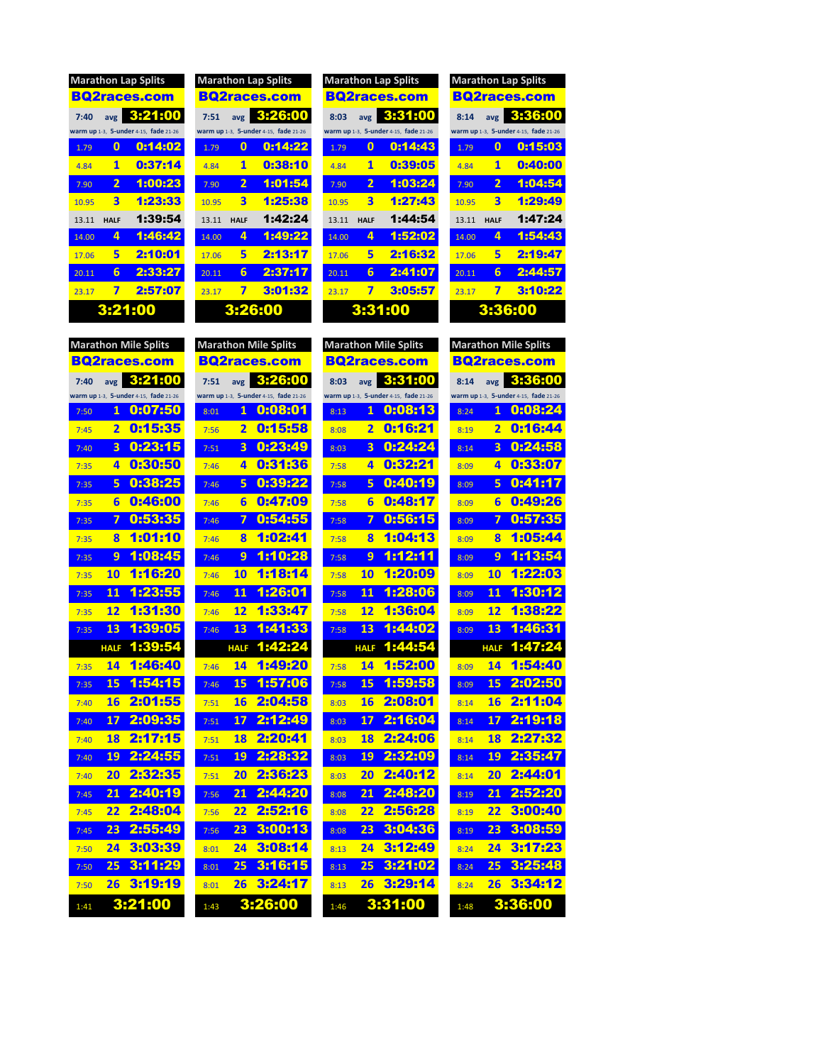## Marathon Lap Splits

**BQ2races.com**

| 7:40 | avg | 3:21:00 |
|---|---|---|
| warm up 1-3, | 5-under 4-15, | fade 21-26 |
| 1.79 | 0 | 0:14:02 |
| 4.84 | 1 | 0:37:14 |
| 7.90 | 2 | 1:00:23 |
| 10.95 | 3 | 1:23:33 |
| 13.11 | HALF | 1:39:54 |
| 14.00 | 4 | 1:46:42 |
| 17.06 | 5 | 2:10:01 |
| 20.11 | 6 | 2:33:27 |
| 23.17 | 7 | 2:57:07 |
| | | 3:21:00 |

## Marathon Lap Splits

**BQ2races.com**

| 7:51 | avg | 3:26:00 |
|---|---|---|
| warm up 1-3, | 5-under 4-15, | fade 21-26 |
| 1.79 | 0 | 0:14:22 |
| 4.84 | 1 | 0:38:10 |
| 7.90 | 2 | 1:01:54 |
| 10.95 | 3 | 1:25:38 |
| 13.11 | HALF | 1:42:24 |
| 14.00 | 4 | 1:49:22 |
| 17.06 | 5 | 2:13:17 |
| 20.11 | 6 | 2:37:17 |
| 23.17 | 7 | 3:01:32 |
| | | 3:26:00 |

## Marathon Lap Splits

**BQ2races.com**

| 8:03 | avg | 3:31:00 |
|---|---|---|
| warm up 1-3, | 5-under 4-15, | fade 21-26 |
| 1.79 | 0 | 0:14:43 |
| 4.84 | 1 | 0:39:05 |
| 7.90 | 2 | 1:03:24 |
| 10.95 | 3 | 1:27:43 |
| 13.11 | HALF | 1:44:54 |
| 14.00 | 4 | 1:52:02 |
| 17.06 | 5 | 2:16:32 |
| 20.11 | 6 | 2:41:07 |
| 23.17 | 7 | 3:05:57 |
| | | 3:31:00 |

## Marathon Lap Splits

**BQ2races.com**

| 8:14 | avg | 3:36:00 |
|---|---|---|
| warm up 1-3, | 5-under 4-15, | fade 21-26 |
| 1.79 | 0 | 0:15:03 |
| 4.84 | 1 | 0:40:00 |
| 7.90 | 2 | 1:04:54 |
| 10.95 | 3 | 1:29:49 |
| 13.11 | HALF | 1:47:24 |
| 14.00 | 4 | 1:54:43 |
| 17.06 | 5 | 2:19:47 |
| 20.11 | 6 | 2:44:57 |
| 23.17 | 7 | 3:10:22 |
| | | 3:36:00 |

## Marathon Mile Splits

**BQ2races.com**

| 7:40 | avg | 3:21:00 |
|---|---|---|
| warm up 1-3, | 5-under 4-15, | fade 21-26 |
| 7:50 | 1 | 0:07:50 |
| 7:45 | 2 | 0:15:35 |
| 7:40 | 3 | 0:23:15 |
| 7:35 | 4 | 0:30:50 |
| 7:35 | 5 | 0:38:25 |
| 7:35 | 6 | 0:46:00 |
| 7:35 | 7 | 0:53:35 |
| 7:35 | 8 | 1:01:10 |
| 7:35 | 9 | 1:08:45 |
| 7:35 | 10 | 1:16:20 |
| 7:35 | 11 | 1:23:55 |
| 7:35 | 12 | 1:31:30 |
| 7:35 | 13 | 1:39:05 |
| | HALF | 1:39:54 |
| 7:35 | 14 | 1:46:40 |
| 7:35 | 15 | 1:54:15 |
| 7:40 | 16 | 2:01:55 |
| 7:40 | 17 | 2:09:35 |
| 7:40 | 18 | 2:17:15 |
| 7:40 | 19 | 2:24:55 |
| 7:40 | 20 | 2:32:35 |
| 7:45 | 21 | 2:40:19 |
| 7:45 | 22 | 2:48:04 |
| 7:45 | 23 | 2:55:49 |
| 7:50 | 24 | 3:03:39 |
| 7:50 | 25 | 3:11:29 |
| 7:50 | 26 | 3:19:19 |
| 1:41 | | 3:21:00 |

## Marathon Mile Splits

**BQ2races.com**

| 7:51 | avg | 3:26:00 |
|---|---|---|
| warm up 1-3, | 5-under 4-15, | fade 21-26 |
| 8:01 | 1 | 0:08:01 |
| 7:56 | 2 | 0:15:58 |
| 7:51 | 3 | 0:23:49 |
| 7:46 | 4 | 0:31:36 |
| 7:46 | 5 | 0:39:22 |
| 7:46 | 6 | 0:47:09 |
| 7:46 | 7 | 0:54:55 |
| 7:46 | 8 | 1:02:41 |
| 7:46 | 9 | 1:10:28 |
| 7:46 | 10 | 1:18:14 |
| 7:46 | 11 | 1:26:01 |
| 7:46 | 12 | 1:33:47 |
| 7:46 | 13 | 1:41:33 |
| | HALF | 1:42:24 |
| 7:46 | 14 | 1:49:20 |
| 7:46 | 15 | 1:57:06 |
| 7:51 | 16 | 2:04:58 |
| 7:51 | 17 | 2:12:49 |
| 7:51 | 18 | 2:20:41 |
| 7:51 | 19 | 2:28:32 |
| 7:51 | 20 | 2:36:23 |
| 7:56 | 21 | 2:44:20 |
| 7:56 | 22 | 2:52:16 |
| 7:56 | 23 | 3:00:13 |
| 8:01 | 24 | 3:08:14 |
| 8:01 | 25 | 3:16:15 |
| 8:01 | 26 | 3:24:17 |
| 1:43 | | 3:26:00 |

## Marathon Mile Splits

**BQ2races.com**

| 8:03 | avg | 3:31:00 |
|---|---|---|
| warm up 1-3, | 5-under 4-15, | fade 21-26 |
| 8:13 | 1 | 0:08:13 |
| 8:08 | 2 | 0:16:21 |
| 8:03 | 3 | 0:24:24 |
| 7:58 | 4 | 0:32:21 |
| 7:58 | 5 | 0:40:19 |
| 7:58 | 6 | 0:48:17 |
| 7:58 | 7 | 0:56:15 |
| 7:58 | 8 | 1:04:13 |
| 7:58 | 9 | 1:12:11 |
| 7:58 | 10 | 1:20:09 |
| 7:58 | 11 | 1:28:06 |
| 7:58 | 12 | 1:36:04 |
| 7:58 | 13 | 1:44:02 |
| | HALF | 1:44:54 |
| 7:58 | 14 | 1:52:00 |
| 7:58 | 15 | 1:59:58 |
| 8:03 | 16 | 2:08:01 |
| 8:03 | 17 | 2:16:04 |
| 8:03 | 18 | 2:24:06 |
| 8:03 | 19 | 2:32:09 |
| 8:03 | 20 | 2:40:12 |
| 8:08 | 21 | 2:48:20 |
| 8:08 | 22 | 2:56:28 |
| 8:08 | 23 | 3:04:36 |
| 8:13 | 24 | 3:12:49 |
| 8:13 | 25 | 3:21:02 |
| 8:13 | 26 | 3:29:14 |
| 1:46 | | 3:31:00 |

## Marathon Mile Splits

**BQ2races.com**

| 8:14 | avg | 3:36:00 |
|---|---|---|
| warm up 1-3, | 5-under 4-15, | fade 21-26 |
| 8:24 | 1 | 0:08:24 |
| 8:19 | 2 | 0:16:44 |
| 8:14 | 3 | 0:24:58 |
| 8:09 | 4 | 0:33:07 |
| 8:09 | 5 | 0:41:17 |
| 8:09 | 6 | 0:49:26 |
| 8:09 | 7 | 0:57:35 |
| 8:09 | 8 | 1:05:44 |
| 8:09 | 9 | 1:13:54 |
| 8:09 | 10 | 1:22:03 |
| 8:09 | 11 | 1:30:12 |
| 8:09 | 12 | 1:38:22 |
| 8:09 | 13 | 1:46:31 |
| | HALF | 1:47:24 |
| 8:09 | 14 | 1:54:40 |
| 8:09 | 15 | 2:02:50 |
| 8:14 | 16 | 2:11:04 |
| 8:14 | 17 | 2:19:18 |
| 8:14 | 18 | 2:27:32 |
| 8:14 | 19 | 2:35:47 |
| 8:14 | 20 | 2:44:01 |
| 8:19 | 21 | 2:52:20 |
| 8:19 | 22 | 3:00:40 |
| 8:19 | 23 | 3:08:59 |
| 8:24 | 24 | 3:17:23 |
| 8:24 | 25 | 3:25:48 |
| 8:24 | 26 | 3:34:12 |
| 1:48 | | 3:36:00 |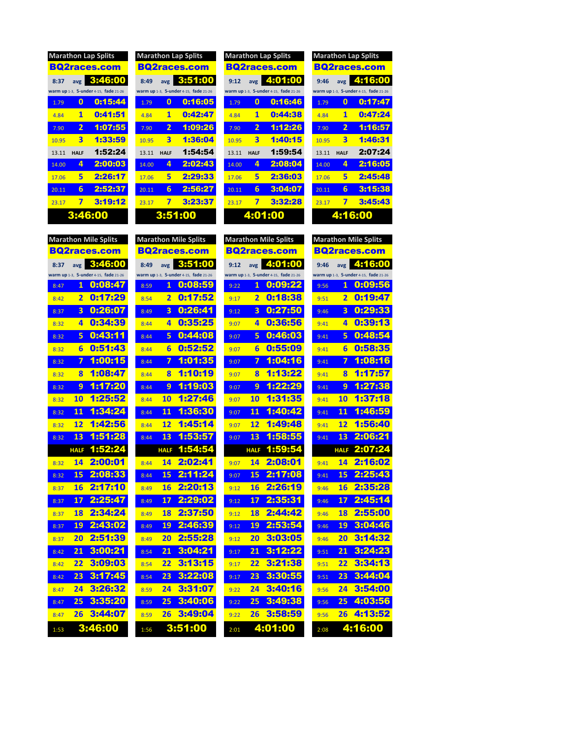## Marathon Lap Splits

**BQ2races.com**

| 8:37 | avg | 3:46:00 |
|---|---|---|
| warm up 1-3, 5-under 4-15, fade 21-26 | | |
| 1.79 | 0 | 0:15:44 |
| 4.84 | 1 | 0:41:51 |
| 7.90 | 2 | 1:07:55 |
| 10.95 | 3 | 1:33:59 |
| 13.11 | HALF | 1:52:24 |
| 14.00 | 4 | 2:00:03 |
| 17.06 | 5 | 2:26:17 |
| 20.11 | 6 | 2:52:37 |
| 23.17 | 7 | 3:19:12 |
| | | 3:46:00 |

## Marathon Lap Splits

**BQ2races.com**

| 8:49 | avg | 3:51:00 |
|---|---|---|
| warm up 1-3, 5-under 4-15, fade 21-26 | | |
| 1.79 | 0 | 0:16:05 |
| 4.84 | 1 | 0:42:47 |
| 7.90 | 2 | 1:09:26 |
| 10.95 | 3 | 1:36:04 |
| 13.11 | HALF | 1:54:54 |
| 14.00 | 4 | 2:02:43 |
| 17.06 | 5 | 2:29:33 |
| 20.11 | 6 | 2:56:27 |
| 23.17 | 7 | 3:23:37 |
| | | 3:51:00 |

## Marathon Lap Splits

**BQ2races.com**

| 9:12 | avg | 4:01:00 |
|---|---|---|
| warm up 1-3, 5-under 4-15, fade 21-26 | | |
| 1.79 | 0 | 0:16:46 |
| 4.84 | 1 | 0:44:38 |
| 7.90 | 2 | 1:12:26 |
| 10.95 | 3 | 1:40:15 |
| 13.11 | HALF | 1:59:54 |
| 14.00 | 4 | 2:08:04 |
| 17.06 | 5 | 2:36:03 |
| 20.11 | 6 | 3:04:07 |
| 23.17 | 7 | 3:32:28 |
| | | 4:01:00 |

## Marathon Lap Splits

**BQ2races.com**

| 9:46 | avg | 4:16:00 |
|---|---|---|
| warm up 1-3, 5-under 4-15, fade 21-26 | | |
| 1.79 | 0 | 0:17:47 |
| 4.84 | 1 | 0:47:24 |
| 7.90 | 2 | 1:16:57 |
| 10.95 | 3 | 1:46:31 |
| 13.11 | HALF | 2:07:24 |
| 14.00 | 4 | 2:16:05 |
| 17.06 | 5 | 2:45:48 |
| 20.11 | 6 | 3:15:38 |
| 23.17 | 7 | 3:45:43 |
| | | 4:16:00 |

## Marathon Mile Splits

**BQ2races.com**

| 8:37 | avg | 3:46:00 |
|---|---|---|
| warm up 1-3, 5-under 4-15, fade 21-26 | | |
| 8:47 | 1 | 0:08:47 |
| 8:42 | 2 | 0:17:29 |
| 8:37 | 3 | 0:26:07 |
| 8:32 | 4 | 0:34:39 |
| 8:32 | 5 | 0:43:11 |
| 8:32 | 6 | 0:51:43 |
| 8:32 | 7 | 1:00:15 |
| 8:32 | 8 | 1:08:47 |
| 8:32 | 9 | 1:17:20 |
| 8:32 | 10 | 1:25:52 |
| 8:32 | 11 | 1:34:24 |
| 8:32 | 12 | 1:42:56 |
| 8:32 | 13 | 1:51:28 |
| | HALF | 1:52:24 |
| 8:32 | 14 | 2:00:01 |
| 8:32 | 15 | 2:08:33 |
| 8:37 | 16 | 2:17:10 |
| 8:37 | 17 | 2:25:47 |
| 8:37 | 18 | 2:34:24 |
| 8:37 | 19 | 2:43:02 |
| 8:37 | 20 | 2:51:39 |
| 8:42 | 21 | 3:00:21 |
| 8:42 | 22 | 3:09:03 |
| 8:42 | 23 | 3:17:45 |
| 8:47 | 24 | 3:26:32 |
| 8:47 | 25 | 3:35:20 |
| 8:47 | 26 | 3:44:07 |
| 1:53 | | 3:46:00 |

## Marathon Mile Splits

**BQ2races.com**

| 8:49 | avg | 3:51:00 |
|---|---|---|
| warm up 1-3, 5-under 4-15, fade 21-26 | | |
| 8:59 | 1 | 0:08:59 |
| 8:54 | 2 | 0:17:52 |
| 8:49 | 3 | 0:26:41 |
| 8:44 | 4 | 0:35:25 |
| 8:44 | 5 | 0:44:08 |
| 8:44 | 6 | 0:52:52 |
| 8:44 | 7 | 1:01:35 |
| 8:44 | 8 | 1:10:19 |
| 8:44 | 9 | 1:19:03 |
| 8:44 | 10 | 1:27:46 |
| 8:44 | 11 | 1:36:30 |
| 8:44 | 12 | 1:45:14 |
| 8:44 | 13 | 1:53:57 |
| | HALF | 1:54:54 |
| 8:44 | 14 | 2:02:41 |
| 8:44 | 15 | 2:11:24 |
| 8:49 | 16 | 2:20:13 |
| 8:49 | 17 | 2:29:02 |
| 8:49 | 18 | 2:37:50 |
| 8:49 | 19 | 2:46:39 |
| 8:49 | 20 | 2:55:28 |
| 8:54 | 21 | 3:04:21 |
| 8:54 | 22 | 3:13:15 |
| 8:54 | 23 | 3:22:08 |
| 8:59 | 24 | 3:31:07 |
| 8:59 | 25 | 3:40:06 |
| 8:59 | 26 | 3:49:04 |
| 1:56 | | 3:51:00 |

## Marathon Mile Splits

**BQ2races.com**

| 9:12 | avg | 4:01:00 |
|---|---|---|
| warm up 1-3, 5-under 4-15, fade 21-26 | | |
| 9:22 | 1 | 0:09:22 |
| 9:17 | 2 | 0:18:38 |
| 9:12 | 3 | 0:27:50 |
| 9:07 | 4 | 0:36:56 |
| 9:07 | 5 | 0:46:03 |
| 9:07 | 6 | 0:55:09 |
| 9:07 | 7 | 1:04:16 |
| 9:07 | 8 | 1:13:22 |
| 9:07 | 9 | 1:22:29 |
| 9:07 | 10 | 1:31:35 |
| 9:07 | 11 | 1:40:42 |
| 9:07 | 12 | 1:49:48 |
| 9:07 | 13 | 1:58:55 |
| | HALF | 1:59:54 |
| 9:07 | 14 | 2:08:01 |
| 9:07 | 15 | 2:17:08 |
| 9:12 | 16 | 2:26:19 |
| 9:12 | 17 | 2:35:31 |
| 9:12 | 18 | 2:44:42 |
| 9:12 | 19 | 2:53:54 |
| 9:12 | 20 | 3:03:05 |
| 9:17 | 21 | 3:12:22 |
| 9:17 | 22 | 3:21:38 |
| 9:17 | 23 | 3:30:55 |
| 9:22 | 24 | 3:40:16 |
| 9:22 | 25 | 3:49:38 |
| 9:22 | 26 | 3:58:59 |
| 2:01 | | 4:01:00 |

## Marathon Mile Splits

**BQ2races.com**

| 9:46 | avg | 4:16:00 |
|---|---|---|
| warm up 1-3, 5-under 4-15, fade 21-26 | | |
| 9:56 | 1 | 0:09:56 |
| 9:51 | 2 | 0:19:47 |
| 9:46 | 3 | 0:29:33 |
| 9:41 | 4 | 0:39:13 |
| 9:41 | 5 | 0:48:54 |
| 9:41 | 6 | 0:58:35 |
| 9:41 | 7 | 1:08:16 |
| 9:41 | 8 | 1:17:57 |
| 9:41 | 9 | 1:27:38 |
| 9:41 | 10 | 1:37:18 |
| 9:41 | 11 | 1:46:59 |
| 9:41 | 12 | 1:56:40 |
| 9:41 | 13 | 2:06:21 |
| | HALF | 2:07:24 |
| 9:41 | 14 | 2:16:02 |
| 9:41 | 15 | 2:25:43 |
| 9:46 | 16 | 2:35:28 |
| 9:46 | 17 | 2:45:14 |
| 9:46 | 18 | 2:55:00 |
| 9:46 | 19 | 3:04:46 |
| 9:46 | 20 | 3:14:32 |
| 9:51 | 21 | 3:24:23 |
| 9:51 | 22 | 3:34:13 |
| 9:51 | 23 | 3:44:04 |
| 9:56 | 24 | 3:54:00 |
| 9:56 | 25 | 4:03:56 |
| 9:56 | 26 | 4:13:52 |
| 2:08 | | 4:16:00 |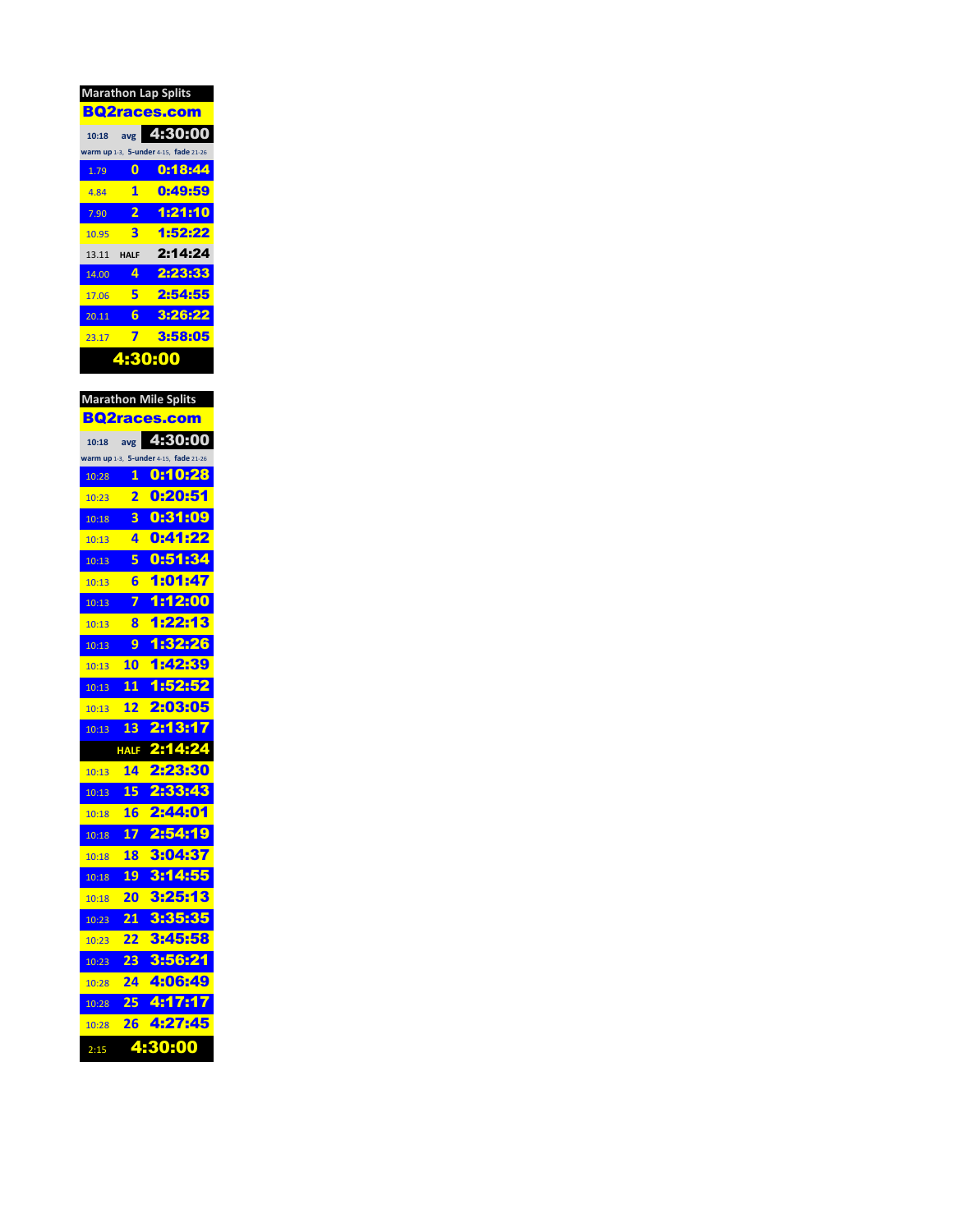## Marathon Lap Splits

**BQ2races.com**

| | | |
|---|---|---|
| 10:18 | avg | 4:30:00 |
| warm up 1-3, 5-under 4-15, fade 21-26 | | |
| 1.79 | 0 | 0:18:44 |
| 4.84 | 1 | 0:49:59 |
| 7.90 | 2 | 1:21:10 |
| 10.95 | 3 | 1:52:22 |
| 13.11 | HALF | 2:14:24 |
| 14.00 | 4 | 2:23:33 |
| 17.06 | 5 | 2:54:55 |
| 20.11 | 6 | 3:26:22 |
| 23.17 | 7 | 3:58:05 |
| | | 4:30:00 |

## Marathon Mile Splits

**BQ2races.com**

| | | |
|---|---|---|
| 10:18 | avg | 4:30:00 |
| warm up 1-3, 5-under 4-15, fade 21-26 | | |
| 10:28 | 1 | 0:10:28 |
| 10:23 | 2 | 0:20:51 |
| 10:18 | 3 | 0:31:09 |
| 10:13 | 4 | 0:41:22 |
| 10:13 | 5 | 0:51:34 |
| 10:13 | 6 | 1:01:47 |
| 10:13 | 7 | 1:12:00 |
| 10:13 | 8 | 1:22:13 |
| 10:13 | 9 | 1:32:26 |
| 10:13 | 10 | 1:42:39 |
| 10:13 | 11 | 1:52:52 |
| 10:13 | 12 | 2:03:05 |
| 10:13 | 13 | 2:13:17 |
| | HALF | 2:14:24 |
| 10:13 | 14 | 2:23:30 |
| 10:13 | 15 | 2:33:43 |
| 10:18 | 16 | 2:44:01 |
| 10:18 | 17 | 2:54:19 |
| 10:18 | 18 | 3:04:37 |
| 10:18 | 19 | 3:14:55 |
| 10:18 | 20 | 3:25:13 |
| 10:23 | 21 | 3:35:35 |
| 10:23 | 22 | 3:45:58 |
| 10:23 | 23 | 3:56:21 |
| 10:28 | 24 | 4:06:49 |
| 10:28 | 25 | 4:17:17 |
| 10:28 | 26 | 4:27:45 |
| 2:15 | | 4:30:00 |